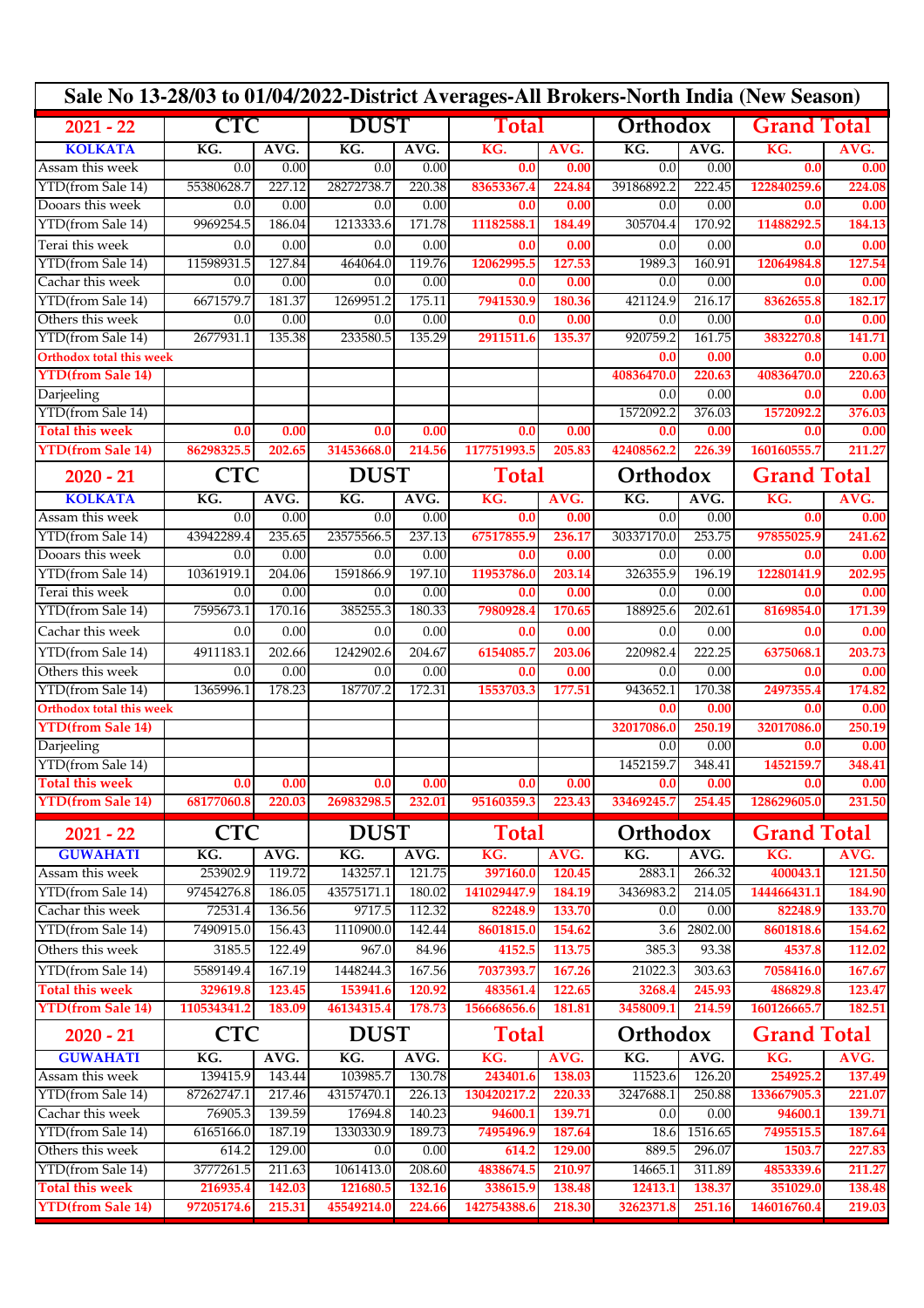# Sale No 13-28/03 to 01/04/2022-District Averages-All Brokers-North India (New Season)

| 2021 - 22 | CTC | | DUST | | Total | | Orthodox | | Grand Total | |
|---|---|---|---|---|---|---|---|---|---|---|
| **KOLKATA** | KG. | AVG. | KG. | AVG. | KG. | AVG. | KG. | AVG. | KG. | AVG. |
| Assam this week | 0.0 | 0.00 | 0.0 | 0.00 | 0.0 | 0.00 | 0.0 | 0.00 | 0.0 | 0.00 |
| YTD(from Sale 14) | 55380628.7 | 227.12 | 28272738.7 | 220.38 | 83653367.4 | 224.84 | 39186892.2 | 222.45 | 122840259.6 | 224.08 |
| Dooars this week | 0.0 | 0.00 | 0.0 | 0.00 | 0.0 | 0.00 | 0.0 | 0.00 | 0.0 | 0.00 |
| YTD(from Sale 14) | 9969254.5 | 186.04 | 1213333.6 | 171.78 | 11182588.1 | 184.49 | 305704.4 | 170.92 | 11488292.5 | 184.13 |
| Terai this week | 0.0 | 0.00 | 0.0 | 0.00 | 0.0 | 0.00 | 0.0 | 0.00 | 0.0 | 0.00 |
| YTD(from Sale 14) | 11598931.5 | 127.84 | 464064.0 | 119.76 | 12062995.5 | 127.53 | 1989.3 | 160.91 | 12064984.8 | 127.54 |
| Cachar this week | 0.0 | 0.00 | 0.0 | 0.00 | 0.0 | 0.00 | 0.0 | 0.00 | 0.0 | 0.00 |
| YTD(from Sale 14) | 6671579.7 | 181.37 | 1269951.2 | 175.11 | 7941530.9 | 180.36 | 421124.9 | 216.17 | 8362655.8 | 182.17 |
| Others this week | 0.0 | 0.00 | 0.0 | 0.00 | 0.0 | 0.00 | 0.0 | 0.00 | 0.0 | 0.00 |
| YTD(from Sale 14) | 2677931.1 | 135.38 | 233580.5 | 135.29 | 2911511.6 | 135.37 | 920759.2 | 161.75 | 3832270.8 | 141.71 |
| **Orthodox total this week** | | | | | | | 0.0 | 0.00 | 0.0 | 0.00 |
| **YTD(from Sale 14)** | | | | | | | 40836470.0 | 220.63 | 40836470.0 | 220.63 |
| Darjeeling | | | | | | | 0.0 | 0.00 | 0.0 | 0.00 |
| YTD(from Sale 14) | | | | | | | 1572092.2 | 376.03 | 1572092.2 | 376.03 |
| **Total this week** | 0.0 | 0.00 | 0.0 | 0.00 | 0.0 | 0.00 | 0.0 | 0.00 | 0.0 | 0.00 |
| **YTD(from Sale 14)** | 86298325.5 | 202.65 | 31453668.0 | 214.56 | 117751993.5 | 205.83 | 42408562.2 | 226.39 | 160160555.7 | 211.27 |

| 2020 - 21 | CTC | | DUST | | Total | | Orthodox | | Grand Total | |
|---|---|---|---|---|---|---|---|---|---|---|
| **KOLKATA** | KG. | AVG. | KG. | AVG. | KG. | AVG. | KG. | AVG. | KG. | AVG. |
| Assam this week | 0.0 | 0.00 | 0.0 | 0.00 | 0.0 | 0.00 | 0.0 | 0.00 | 0.0 | 0.00 |
| YTD(from Sale 14) | 43942289.4 | 235.65 | 23575566.5 | 237.13 | 67517855.9 | 236.17 | 30337170.0 | 253.75 | 97855025.9 | 241.62 |
| Dooars this week | 0.0 | 0.00 | 0.0 | 0.00 | 0.0 | 0.00 | 0.0 | 0.00 | 0.0 | 0.00 |
| YTD(from Sale 14) | 10361919.1 | 204.06 | 1591866.9 | 197.10 | 11953786.0 | 203.14 | 326355.9 | 196.19 | 12280141.9 | 202.95 |
| Terai this week | 0.0 | 0.00 | 0.0 | 0.00 | 0.0 | 0.00 | 0.0 | 0.00 | 0.0 | 0.00 |
| YTD(from Sale 14) | 7595673.1 | 170.16 | 385255.3 | 180.33 | 7980928.4 | 170.65 | 188925.6 | 202.61 | 8169854.0 | 171.39 |
| Cachar this week | 0.0 | 0.00 | 0.0 | 0.00 | 0.0 | 0.00 | 0.0 | 0.00 | 0.0 | 0.00 |
| YTD(from Sale 14) | 4911183.1 | 202.66 | 1242902.6 | 204.67 | 6154085.7 | 203.06 | 220982.4 | 222.25 | 6375068.1 | 203.73 |
| Others this week | 0.0 | 0.00 | 0.0 | 0.00 | 0.0 | 0.00 | 0.0 | 0.00 | 0.0 | 0.00 |
| YTD(from Sale 14) | 1365996.1 | 178.23 | 187707.2 | 172.31 | 1553703.3 | 177.51 | 943652.1 | 170.38 | 2497355.4 | 174.82 |
| **Orthodox total this week** | | | | | | | 0.0 | 0.00 | 0.0 | 0.00 |
| **YTD(from Sale 14)** | | | | | | | 32017086.0 | 250.19 | 32017086.0 | 250.19 |
| Darjeeling | | | | | | | 0.0 | 0.00 | 0.0 | 0.00 |
| YTD(from Sale 14) | | | | | | | 1452159.7 | 348.41 | 1452159.7 | 348.41 |
| **Total this week** | 0.0 | 0.00 | 0.0 | 0.00 | 0.0 | 0.00 | 0.0 | 0.00 | 0.0 | 0.00 |
| **YTD(from Sale 14)** | 68177060.8 | 220.03 | 26983298.5 | 232.01 | 95160359.3 | 223.43 | 33469245.7 | 254.45 | 128629605.0 | 231.50 |

| 2021 - 22 | CTC | | DUST | | Total | | Orthodox | | Grand Total | |
|---|---|---|---|---|---|---|---|---|---|---|
| **GUWAHATI** | KG. | AVG. | KG. | AVG. | KG. | AVG. | KG. | AVG. | KG. | AVG. |
| Assam this week | 253902.9 | 119.72 | 143257.1 | 121.75 | 397160.0 | 120.45 | 2883.1 | 266.32 | 400043.1 | 121.50 |
| YTD(from Sale 14) | 97454276.8 | 186.05 | 43575171.1 | 180.02 | 141029447.9 | 184.19 | 3436983.2 | 214.05 | 144466431.1 | 184.90 |
| Cachar this week | 72531.4 | 136.56 | 9717.5 | 112.32 | 82248.9 | 133.70 | 0.0 | 0.00 | 82248.9 | 133.70 |
| YTD(from Sale 14) | 7490915.0 | 156.43 | 1110900.0 | 142.44 | 8601815.0 | 154.62 | 3.6 | 2802.00 | 8601818.6 | 154.62 |
| Others this week | 3185.5 | 122.49 | 967.0 | 84.96 | 4152.5 | 113.75 | 385.3 | 93.38 | 4537.8 | 112.02 |
| YTD(from Sale 14) | 5589149.4 | 167.19 | 1448244.3 | 167.56 | 7037393.7 | 167.26 | 21022.3 | 303.63 | 7058416.0 | 167.67 |
| **Total this week** | 329619.8 | 123.45 | 153941.6 | 120.92 | 483561.4 | 122.65 | 3268.4 | 245.93 | 486829.8 | 123.47 |
| **YTD(from Sale 14)** | 110534341.2 | 183.09 | 46134315.4 | 178.73 | 156668656.6 | 181.81 | 3458009.1 | 214.59 | 160126665.7 | 182.51 |

| 2020 - 21 | CTC | | DUST | | Total | | Orthodox | | Grand Total | |
|---|---|---|---|---|---|---|---|---|---|---|
| **GUWAHATI** | KG. | AVG. | KG. | AVG. | KG. | AVG. | KG. | AVG. | KG. | AVG. |
| Assam this week | 139415.9 | 143.44 | 103985.7 | 130.78 | 243401.6 | 138.03 | 11523.6 | 126.20 | 254925.2 | 137.49 |
| YTD(from Sale 14) | 87262747.1 | 217.46 | 43157470.1 | 226.13 | 130420217.2 | 220.33 | 3247688.1 | 250.88 | 133667905.3 | 221.07 |
| Cachar this week | 76905.3 | 139.59 | 17694.8 | 140.23 | 94600.1 | 139.71 | 0.0 | 0.00 | 94600.1 | 139.71 |
| YTD(from Sale 14) | 6165166.0 | 187.19 | 1330330.9 | 189.73 | 7495496.9 | 187.64 | 18.6 | 1516.65 | 7495515.5 | 187.64 |
| Others this week | 614.2 | 129.00 | 0.0 | 0.00 | 614.2 | 129.00 | 889.5 | 296.07 | 1503.7 | 227.83 |
| YTD(from Sale 14) | 3777261.5 | 211.63 | 1061413.0 | 208.60 | 4838674.5 | 210.97 | 14665.1 | 311.89 | 4853339.6 | 211.27 |
| **Total this week** | 216935.4 | 142.03 | 121680.5 | 132.16 | 338615.9 | 138.48 | 12413.1 | 138.37 | 351029.0 | 138.48 |
| **YTD(from Sale 14)** | 97205174.6 | 215.31 | 45549214.0 | 224.66 | 142754388.6 | 218.30 | 3262371.8 | 251.16 | 146016760.4 | 219.03 |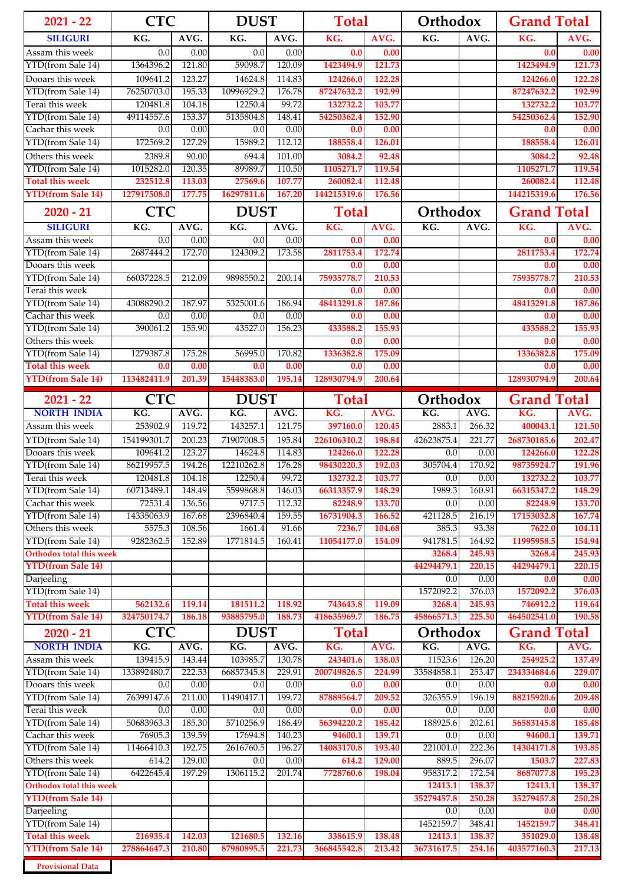| 2021 - 22 | CTC | | DUST | | Total | | Orthodox | | Grand Total | |
|---|---|---|---|---|---|---|---|---|---|---|
| SILIGURI | KG. | AVG. | KG. | AVG. | KG. | AVG. | KG. | AVG. | KG. | AVG. |
| Assam this week | 0.0 | 0.00 | 0.0 | 0.00 | 0.0 | 0.00 | | | 0.0 | 0.00 |
| YTD(from Sale 14) | 1364396.2 | 121.80 | 59098.7 | 120.09 | 1423494.9 | 121.73 | | | 1423494.9 | 121.73 |
| Dooars this week | 109641.2 | 123.27 | 14624.8 | 114.83 | 124266.0 | 122.28 | | | 124266.0 | 122.28 |
| YTD(from Sale 14) | 76250703.0 | 195.33 | 10996929.2 | 176.78 | 87247632.2 | 192.99 | | | 87247632.2 | 192.99 |
| Terai this week | 120481.8 | 104.18 | 12250.4 | 99.72 | 132732.2 | 103.77 | | | 132732.2 | 103.77 |
| YTD(from Sale 14) | 49114557.6 | 153.37 | 5135804.8 | 148.41 | 54250362.4 | 152.90 | | | 54250362.4 | 152.90 |
| Cachar this week | 0.0 | 0.00 | 0.0 | 0.00 | 0.0 | 0.00 | | | 0.0 | 0.00 |
| YTD(from Sale 14) | 172569.2 | 127.29 | 15989.2 | 112.12 | 188558.4 | 126.01 | | | 188558.4 | 126.01 |
| Others this week | 2389.8 | 90.00 | 694.4 | 101.00 | 3084.2 | 92.48 | | | 3084.2 | 92.48 |
| YTD(from Sale 14) | 1015282.0 | 120.35 | 89989.7 | 110.50 | 1105271.7 | 119.54 | | | 1105271.7 | 119.54 |
| Total this week | 232512.8 | 113.03 | 27569.6 | 107.77 | 260082.4 | 112.48 | | | 260082.4 | 112.48 |
| YTD(from Sale 14) | 127917508.0 | 177.75 | 16297811.6 | 167.20 | 144215319.6 | 176.56 | | | 144215319.6 | 176.56 |

| 2020 - 21 | CTC | | DUST | | Total | | Orthodox | | Grand Total | |
|---|---|---|---|---|---|---|---|---|---|---|
| SILIGURI | KG. | AVG. | KG. | AVG. | KG. | AVG. | KG. | AVG. | KG. | AVG. |
| Assam this week | 0.0 | 0.00 | 0.0 | 0.00 | 0.0 | 0.00 | | | 0.0 | 0.00 |
| YTD(from Sale 14) | 2687444.2 | 172.70 | 124309.2 | 173.58 | 2811753.4 | 172.74 | | | 2811753.4 | 172.74 |
| Dooars this week | | | | | 0.0 | 0.00 | | | 0.0 | 0.00 |
| YTD(from Sale 14) | 66037228.5 | 212.09 | 9898550.2 | 200.14 | 75935778.7 | 210.53 | | | 75935778.7 | 210.53 |
| Terai this week | | | | | 0.0 | 0.00 | | | 0.0 | 0.00 |
| YTD(from Sale 14) | 43088290.2 | 187.97 | 5325001.6 | 186.94 | 48413291.8 | 187.86 | | | 48413291.8 | 187.86 |
| Cachar this week | 0.0 | 0.00 | 0.0 | 0.00 | 0.0 | 0.00 | | | 0.0 | 0.00 |
| YTD(from Sale 14) | 390061.2 | 155.90 | 43527.0 | 156.23 | 433588.2 | 155.93 | | | 433588.2 | 155.93 |
| Others this week | | | | | 0.0 | 0.00 | | | 0.0 | 0.00 |
| YTD(from Sale 14) | 1279387.8 | 175.28 | 56995.0 | 170.82 | 1336382.8 | 175.09 | | | 1336382.8 | 175.09 |
| Total this week | 0.0 | 0.00 | 0.0 | 0.00 | 0.0 | 0.00 | | | 0.0 | 0.00 |
| YTD(from Sale 14) | 113482411.9 | 201.39 | 15448383.0 | 195.14 | 128930794.9 | 200.64 | | | 128930794.9 | 200.64 |

| 2021 - 22 | CTC | | DUST | | Total | | Orthodox | | Grand Total | |
|---|---|---|---|---|---|---|---|---|---|---|
| NORTH INDIA | KG. | AVG. | KG. | AVG. | KG. | AVG. | KG. | AVG. | KG. | AVG. |
| Assam this week | 253902.9 | 119.72 | 143257.1 | 121.75 | 397160.0 | 120.45 | 2883.1 | 266.32 | 400043.1 | 121.50 |
| YTD(from Sale 14) | 154199301.7 | 200.23 | 71907008.5 | 195.84 | 226106310.2 | 198.84 | 42623875.4 | 221.77 | 268730185.6 | 202.47 |
| Dooars this week | 109641.2 | 123.27 | 14624.8 | 114.83 | 124266.0 | 122.28 | 0.0 | 0.00 | 124266.0 | 122.28 |
| YTD(from Sale 14) | 86219957.5 | 194.26 | 12210262.8 | 176.28 | 98430220.3 | 192.03 | 305704.4 | 170.92 | 98735924.7 | 191.96 |
| Terai this week | 120481.8 | 104.18 | 12250.4 | 99.72 | 132732.2 | 103.77 | 0.0 | 0.00 | 132732.2 | 103.77 |
| YTD(from Sale 14) | 60713489.1 | 148.49 | 5599868.8 | 146.03 | 66313357.9 | 148.29 | 1989.3 | 160.91 | 66315347.2 | 148.29 |
| Cachar this week | 72531.4 | 136.56 | 9717.5 | 112.32 | 82248.9 | 133.70 | 0.0 | 0.00 | 82248.9 | 133.70 |
| YTD(from Sale 14) | 14335063.9 | 167.68 | 2396840.4 | 159.55 | 16731904.3 | 166.52 | 421128.5 | 216.19 | 17153032.8 | 167.74 |
| Others this week | 5575.3 | 108.56 | 1661.4 | 91.66 | 7236.7 | 104.68 | 385.3 | 93.38 | 7622.0 | 104.11 |
| YTD(from Sale 14) | 9282362.5 | 152.89 | 1771814.5 | 160.41 | 11054177.0 | 154.09 | 941781.5 | 164.92 | 11995958.5 | 154.94 |
| Orthodox total this week | | | | | | | 3268.4 | 245.93 | 3268.4 | 245.93 |
| YTD(from Sale 14) | | | | | | | 44294479.1 | 220.15 | 44294479.1 | 220.15 |
| Darjeeling | | | | | | | 0.0 | 0.00 | 0.0 | 0.00 |
| YTD(from Sale 14) | | | | | | | 1572092.2 | 376.03 | 1572092.2 | 376.03 |
| Total this week | 562132.6 | 119.14 | 181511.2 | 118.92 | 743643.8 | 119.09 | 3268.4 | 245.93 | 746912.2 | 119.64 |
| YTD(from Sale 14) | 324750174.7 | 186.18 | 93885795.0 | 188.73 | 418635969.7 | 186.75 | 45866571.3 | 225.50 | 464502541.0 | 190.58 |

| 2020 - 21 | CTC | | DUST | | Total | | Orthodox | | Grand Total | |
|---|---|---|---|---|---|---|---|---|---|---|
| NORTH INDIA | KG. | AVG. | KG. | AVG. | KG. | AVG. | KG. | AVG. | KG. | AVG. |
| Assam this week | 139415.9 | 143.44 | 103985.7 | 130.78 | 243401.6 | 138.03 | 11523.6 | 126.20 | 254925.2 | 137.49 |
| YTD(from Sale 14) | 133892480.7 | 222.53 | 66857345.8 | 229.91 | 200749826.5 | 224.99 | 33584858.1 | 253.47 | 234334684.6 | 229.07 |
| Dooars this week | 0.0 | 0.00 | 0.0 | 0.00 | 0.0 | 0.00 | 0.0 | 0.00 | 0.0 | 0.00 |
| YTD(from Sale 14) | 76399147.6 | 211.00 | 11490417.1 | 199.72 | 87889564.7 | 209.52 | 326355.9 | 196.19 | 88215920.6 | 209.48 |
| Terai this week | 0.0 | 0.00 | 0.0 | 0.00 | 0.0 | 0.00 | 0.0 | 0.00 | 0.0 | 0.00 |
| YTD(from Sale 14) | 50683963.3 | 185.30 | 5710256.9 | 186.49 | 56394220.2 | 185.42 | 188925.6 | 202.61 | 56583145.8 | 185.48 |
| Cachar this week | 76905.3 | 139.59 | 17694.8 | 140.23 | 94600.1 | 139.71 | 0.0 | 0.00 | 94600.1 | 139.71 |
| YTD(from Sale 14) | 11466410.3 | 192.75 | 2616760.5 | 196.27 | 14083170.8 | 193.40 | 221001.0 | 222.36 | 14304171.8 | 193.85 |
| Others this week | 614.2 | 129.00 | 0.0 | 0.00 | 614.2 | 129.00 | 889.5 | 296.07 | 1503.7 | 227.83 |
| YTD(from Sale 14) | 6422645.4 | 197.29 | 1306115.2 | 201.74 | 7728760.6 | 198.04 | 958317.2 | 172.54 | 8687077.8 | 195.23 |
| Orthodox total this week | | | | | | | 12413.1 | 138.37 | 12413.1 | 138.37 |
| YTD(from Sale 14) | | | | | | | 35279457.8 | 250.28 | 35279457.8 | 250.28 |
| Darjeeling | | | | | | | 0.0 | 0.00 | 0.0 | 0.00 |
| YTD(from Sale 14) | | | | | | | 1452159.7 | 348.41 | 1452159.7 | 348.41 |
| Total this week | 216935.4 | 142.03 | 121680.5 | 132.16 | 338615.9 | 138.48 | 12413.1 | 138.37 | 351029.0 | 138.48 |
| YTD(from Sale 14) | 278864647.3 | 210.80 | 87980895.5 | 221.73 | 366845542.8 | 213.42 | 36731617.5 | 254.16 | 403577160.3 | 217.13 |

Provisional Data